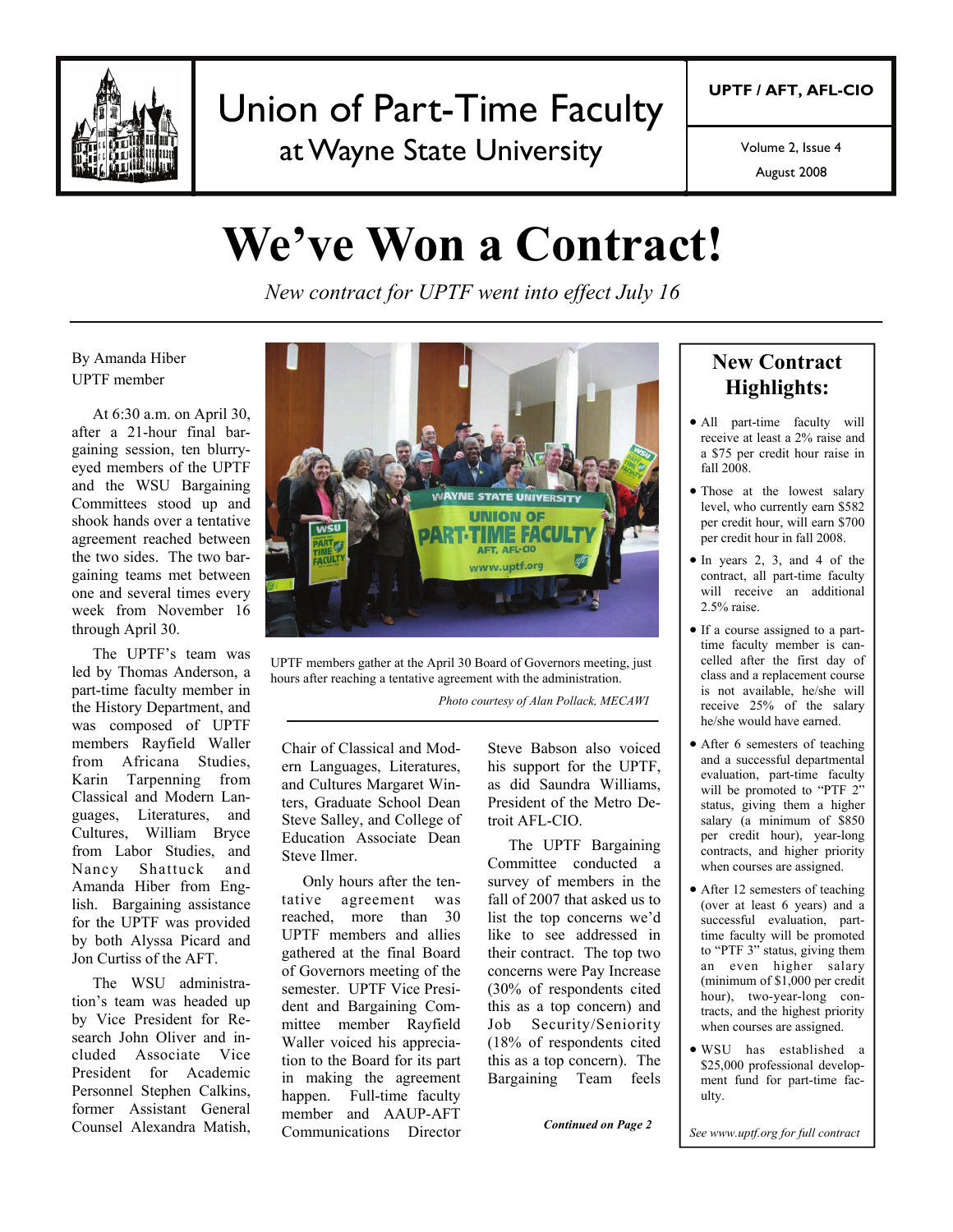# Union of Part-Time Faculty at Wayne State University

**UPTF / AFT, AFL-CIO**

Volume 2, Issue 4
August 2008

# We've Won a Contract!

*New contract for UPTF went into effect July 16*

By Amanda Hiber
UPTF member

At 6:30 a.m. on April 30, after a 21-hour final bargaining session, ten blurry-eyed members of the UPTF and the WSU Bargaining Committees stood up and shook hands over a tentative agreement reached between the two sides. The two bargaining teams met between one and several times every week from November 16 through April 30.

The UPTF's team was led by Thomas Anderson, a part-time faculty member in the History Department, and was composed of UPTF members Rayfield Waller from Africana Studies, Karin Tarpenning from Classical and Modern Languages, Literatures, and Cultures, William Bryce from Labor Studies, and Nancy Shattuck and Amanda Hiber from English. Bargaining assistance for the UPTF was provided by both Alyssa Picard and Jon Curtiss of the AFT.

The WSU administration's team was headed up by Vice President for Research John Oliver and included Associate Vice President for Academic Personnel Stephen Calkins, former Assistant General Counsel Alexandra Matish, Chair of Classical and Modern Languages, Literatures, and Cultures Margaret Winters, Graduate School Dean Steve Salley, and College of Education Associate Dean Steve Ilmer.

UPTF members gather at the April 30 Board of Governors meeting, just hours after reaching a tentative agreement with the administration.

*Photo courtesy of Alan Pollack, MECAWI*

Only hours after the tentative agreement was reached, more than 30 UPTF members and allies gathered at the final Board of Governors meeting of the semester. UPTF Vice President and Bargaining Committee member Rayfield Waller voiced his appreciation to the Board for its part in making the agreement happen. Full-time faculty member and AAUP-AFT Communications Director Steve Babson also voiced his support for the UPTF, as did Saundra Williams, President of the Metro Detroit AFL-CIO.

The UPTF Bargaining Committee conducted a survey of members in the fall of 2007 that asked us to list the top concerns we'd like to see addressed in their contract. The top two concerns were Pay Increase (30% of respondents cited this as a top concern) and Job Security/Seniority (18% of respondents cited this as a top concern). The Bargaining Team feels

***Continued on Page 2***

## New Contract Highlights:

- All part-time faculty will receive at least a 2% raise and a $75 per credit hour raise in fall 2008.
- Those at the lowest salary level, who currently earn $582 per credit hour, will earn $700 per credit hour in fall 2008.
- In years 2, 3, and 4 of the contract, all part-time faculty will receive an additional 2.5% raise.
- If a course assigned to a part-time faculty member is cancelled after the first day of class and a replacement course is not available, he/she will receive 25% of the salary he/she would have earned.
- After 6 semesters of teaching and a successful departmental evaluation, part-time faculty will be promoted to "PTF 2" status, giving them a higher salary (a minimum of $850 per credit hour), year-long contracts, and higher priority when courses are assigned.
- After 12 semesters of teaching (over at least 6 years) and a successful evaluation, part-time faculty will be promoted to "PTF 3" status, giving them an even higher salary (minimum of $1,000 per credit hour), two-year-long contracts, and the highest priority when courses are assigned.
- WSU has established a $25,000 professional development fund for part-time faculty.

*See www.uptf.org for full contract*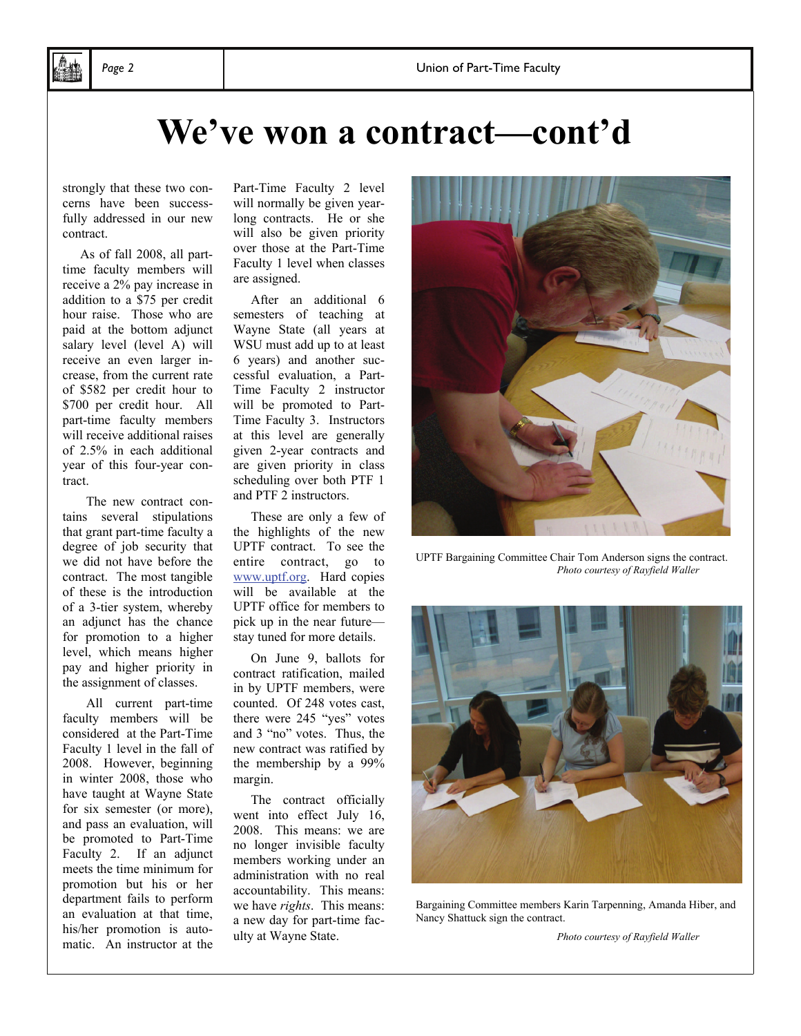# We've won a contract—cont'd

strongly that these two concerns have been successfully addressed in our new contract.

As of fall 2008, all part-time faculty members will receive a 2% pay increase in addition to a $75 per credit hour raise. Those who are paid at the bottom adjunct salary level (level A) will receive an even larger increase, from the current rate of $582 per credit hour to $700 per credit hour. All part-time faculty members will receive additional raises of 2.5% in each additional year of this four-year contract.

The new contract contains several stipulations that grant part-time faculty a degree of job security that we did not have before the contract. The most tangible of these is the introduction of a 3-tier system, whereby an adjunct has the chance for promotion to a higher level, which means higher pay and higher priority in the assignment of classes.

All current part-time faculty members will be considered at the Part-Time Faculty 1 level in the fall of 2008. However, beginning in winter 2008, those who have taught at Wayne State for six semester (or more), and pass an evaluation, will be promoted to Part-Time Faculty 2. If an adjunct meets the time minimum for promotion but his or her department fails to perform an evaluation at that time, his/her promotion is automatic. An instructor at the Part-Time Faculty 2 level will normally be given year-long contracts. He or she will also be given priority over those at the Part-Time Faculty 1 level when classes are assigned.

After an additional 6 semesters of teaching at Wayne State (all years at WSU must add up to at least 6 years) and another successful evaluation, a Part-Time Faculty 2 instructor will be promoted to Part-Time Faculty 3. Instructors at this level are generally given 2-year contracts and are given priority in class scheduling over both PTF 1 and PTF 2 instructors.

These are only a few of the highlights of the new UPTF contract. To see the entire contract, go to www.uptf.org. Hard copies will be available at the UPTF office for members to pick up in the near future—stay tuned for more details.

On June 9, ballots for contract ratification, mailed in by UPTF members, were counted. Of 248 votes cast, there were 245 "yes" votes and 3 "no" votes. Thus, the new contract was ratified by the membership by a 99% margin.

The contract officially went into effect July 16, 2008. This means: we are no longer invisible faculty members working under an administration with no real accountability. This means: we have *rights*. This means: a new day for part-time faculty at Wayne State.

UPTF Bargaining Committee Chair Tom Anderson signs the contract.
*Photo courtesy of Rayfield Waller*

Bargaining Committee members Karin Tarpenning, Amanda Hiber, and Nancy Shattuck sign the contract.
*Photo courtesy of Rayfield Waller*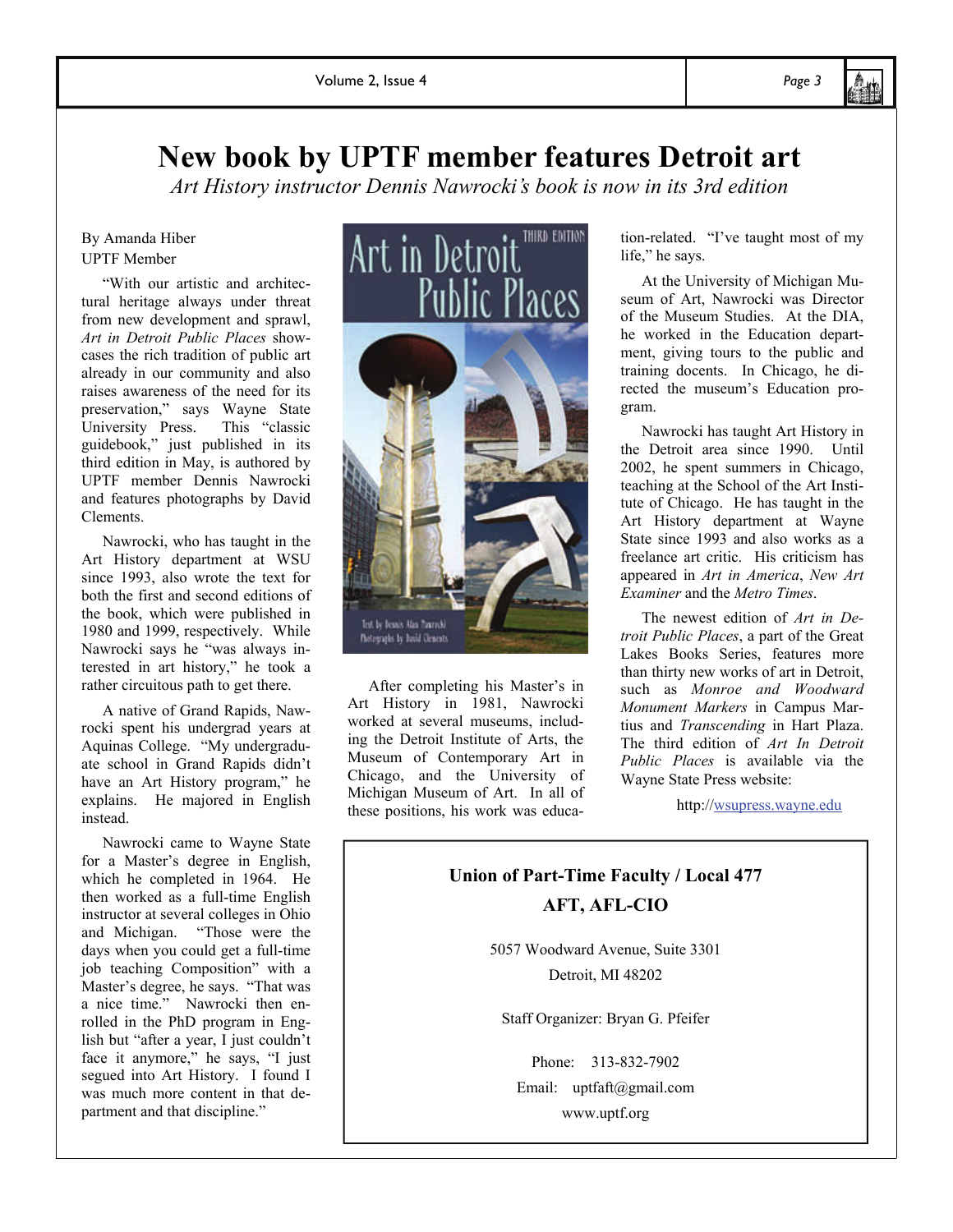# New book by UPTF member features Detroit art

*Art History instructor Dennis Nawrocki's book is now in its 3rd edition*

By Amanda Hiber
UPTF Member

"With our artistic and architectural heritage always under threat from new development and sprawl, *Art in Detroit Public Places* showcases the rich tradition of public art already in our community and also raises awareness of the need for its preservation," says Wayne State University Press. This "classic guidebook," just published in its third edition in May, is authored by UPTF member Dennis Nawrocki and features photographs by David Clements.

Nawrocki, who has taught in the Art History department at WSU since 1993, also wrote the text for both the first and second editions of the book, which were published in 1980 and 1999, respectively. While Nawrocki says he "was always interested in art history," he took a rather circuitous path to get there.

A native of Grand Rapids, Nawrocki spent his undergrad years at Aquinas College. "My undergraduate school in Grand Rapids didn't have an Art History program," he explains. He majored in English instead.

Nawrocki came to Wayne State for a Master's degree in English, which he completed in 1964. He then worked as a full-time English instructor at several colleges in Ohio and Michigan. "Those were the days when you could get a full-time job teaching Composition" with a Master's degree, he says. "That was a nice time." Nawrocki then enrolled in the PhD program in English but "after a year, I just couldn't face it anymore," he says, "I just segued into Art History. I found I was much more content in that department and that discipline."

After completing his Master's in Art History in 1981, Nawrocki worked at several museums, including the Detroit Institute of Arts, the Museum of Contemporary Art in Chicago, and the University of Michigan Museum of Art. In all of these positions, his work was education-related. "I've taught most of my life," he says.

At the University of Michigan Museum of Art, Nawrocki was Director of the Museum Studies. At the DIA, he worked in the Education department, giving tours to the public and training docents. In Chicago, he directed the museum's Education program.

Nawrocki has taught Art History in the Detroit area since 1990. Until 2002, he spent summers in Chicago, teaching at the School of the Art Institute of Chicago. He has taught in the Art History department at Wayne State since 1993 and also works as a freelance art critic. His criticism has appeared in *Art in America*, *New Art Examiner* and the *Metro Times*.

The newest edition of *Art in Detroit Public Places*, a part of the Great Lakes Books Series, features more than thirty new works of art in Detroit, such as *Monroe and Woodward Monument Markers* in Campus Martius and *Transcending* in Hart Plaza. The third edition of *Art In Detroit Public Places* is available via the Wayne State Press website:

http://wsupress.wayne.edu

---

**Union of Part-Time Faculty / Local 477**

**AFT, AFL-CIO**

5057 Woodward Avenue, Suite 3301
Detroit, MI 48202

Staff Organizer: Bryan G. Pfeifer

Phone: 313-832-7902
Email: uptfaft@gmail.com
www.uptf.org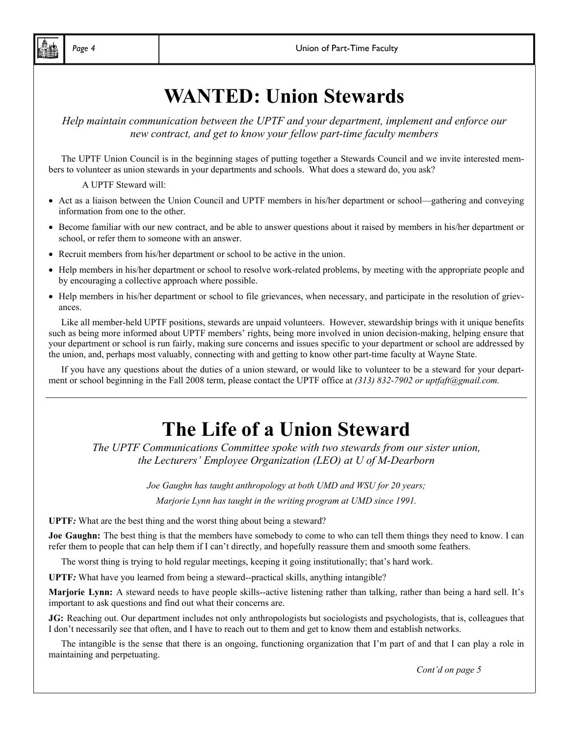# WANTED: Union Stewards

*Help maintain communication between the UPTF and your department, implement and enforce our new contract, and get to know your fellow part-time faculty members*

The UPTF Union Council is in the beginning stages of putting together a Stewards Council and we invite interested members to volunteer as union stewards in your departments and schools. What does a steward do, you ask?

A UPTF Steward will:

- Act as a liaison between the Union Council and UPTF members in his/her department or school—gathering and conveying information from one to the other.
- Become familiar with our new contract, and be able to answer questions about it raised by members in his/her department or school, or refer them to someone with an answer.
- Recruit members from his/her department or school to be active in the union.
- Help members in his/her department or school to resolve work-related problems, by meeting with the appropriate people and by encouraging a collective approach where possible.
- Help members in his/her department or school to file grievances, when necessary, and participate in the resolution of grievances.

Like all member-held UPTF positions, stewards are unpaid volunteers. However, stewardship brings with it unique benefits such as being more informed about UPTF members' rights, being more involved in union decision-making, helping ensure that your department or school is run fairly, making sure concerns and issues specific to your department or school are addressed by the union, and, perhaps most valuably, connecting with and getting to know other part-time faculty at Wayne State.

If you have any questions about the duties of a union steward, or would like to volunteer to be a steward for your department or school beginning in the Fall 2008 term, please contact the UPTF office at *(313) 832-7902 or uptfaft@gmail.com.*

---

# The Life of a Union Steward

*The UPTF Communications Committee spoke with two stewards from our sister union, the Lecturers' Employee Organization (LEO) at U of M-Dearborn*

*Joe Gaughn has taught anthropology at both UMD and WSU for 20 years;*

*Marjorie Lynn has taught in the writing program at UMD since 1991.*

**UPTF*:*** What are the best thing and the worst thing about being a steward?

**Joe Gaughn:** The best thing is that the members have somebody to come to who can tell them things they need to know. I can refer them to people that can help them if I can't directly, and hopefully reassure them and smooth some feathers.

The worst thing is trying to hold regular meetings, keeping it going institutionally; that's hard work.

**UPTF*:*** What have you learned from being a steward--practical skills, anything intangible?

**Marjorie Lynn:** A steward needs to have people skills--active listening rather than talking, rather than being a hard sell. It's important to ask questions and find out what their concerns are.

**JG:** Reaching out. Our department includes not only anthropologists but sociologists and psychologists, that is, colleagues that I don't necessarily see that often, and I have to reach out to them and get to know them and establish networks.

The intangible is the sense that there is an ongoing, functioning organization that I'm part of and that I can play a role in maintaining and perpetuating.

*Cont'd on page 5*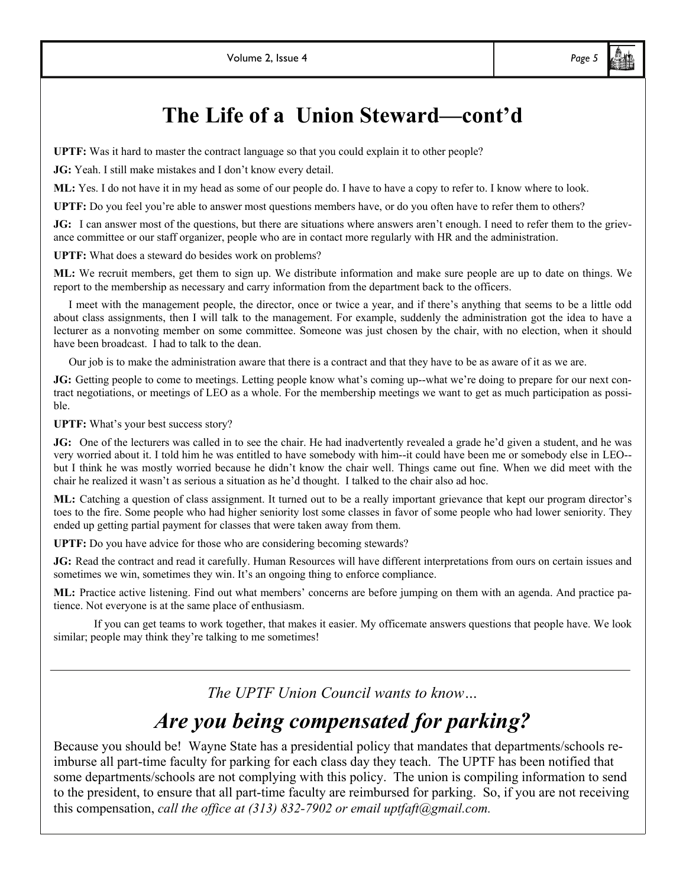# The Life of a Union Steward—cont'd

**UPTF:** Was it hard to master the contract language so that you could explain it to other people?

**JG:** Yeah. I still make mistakes and I don't know every detail.

**ML:** Yes. I do not have it in my head as some of our people do. I have to have a copy to refer to. I know where to look.

**UPTF:** Do you feel you're able to answer most questions members have, or do you often have to refer them to others?

**JG:** I can answer most of the questions, but there are situations where answers aren't enough. I need to refer them to the grievance committee or our staff organizer, people who are in contact more regularly with HR and the administration.

**UPTF:** What does a steward do besides work on problems?

**ML:** We recruit members, get them to sign up. We distribute information and make sure people are up to date on things. We report to the membership as necessary and carry information from the department back to the officers.

I meet with the management people, the director, once or twice a year, and if there's anything that seems to be a little odd about class assignments, then I will talk to the management. For example, suddenly the administration got the idea to have a lecturer as a nonvoting member on some committee. Someone was just chosen by the chair, with no election, when it should have been broadcast. I had to talk to the dean.

Our job is to make the administration aware that there is a contract and that they have to be as aware of it as we are.

**JG:** Getting people to come to meetings. Letting people know what's coming up--what we're doing to prepare for our next contract negotiations, or meetings of LEO as a whole. For the membership meetings we want to get as much participation as possible.

**UPTF:** What's your best success story?

**JG:** One of the lecturers was called in to see the chair. He had inadvertently revealed a grade he'd given a student, and he was very worried about it. I told him he was entitled to have somebody with him--it could have been me or somebody else in LEO--but I think he was mostly worried because he didn't know the chair well. Things came out fine. When we did meet with the chair he realized it wasn't as serious a situation as he'd thought. I talked to the chair also ad hoc.

**ML:** Catching a question of class assignment. It turned out to be a really important grievance that kept our program director's toes to the fire. Some people who had higher seniority lost some classes in favor of some people who had lower seniority. They ended up getting partial payment for classes that were taken away from them.

**UPTF:** Do you have advice for those who are considering becoming stewards?

**JG:** Read the contract and read it carefully. Human Resources will have different interpretations from ours on certain issues and sometimes we win, sometimes they win. It's an ongoing thing to enforce compliance.

**ML:** Practice active listening. Find out what members' concerns are before jumping on them with an agenda. And practice patience. Not everyone is at the same place of enthusiasm.

If you can get teams to work together, that makes it easier. My officemate answers questions that people have. We look similar; people may think they're talking to me sometimes!

---

*The UPTF Union Council wants to know…*

## *Are you being compensated for parking?*

Because you should be! Wayne State has a presidential policy that mandates that departments/schools reimburse all part-time faculty for parking for each class day they teach. The UPTF has been notified that some departments/schools are not complying with this policy. The union is compiling information to send to the president, to ensure that all part-time faculty are reimbursed for parking. So, if you are not receiving this compensation, *call the office at (313) 832-7902 or email uptfaft@gmail.com.*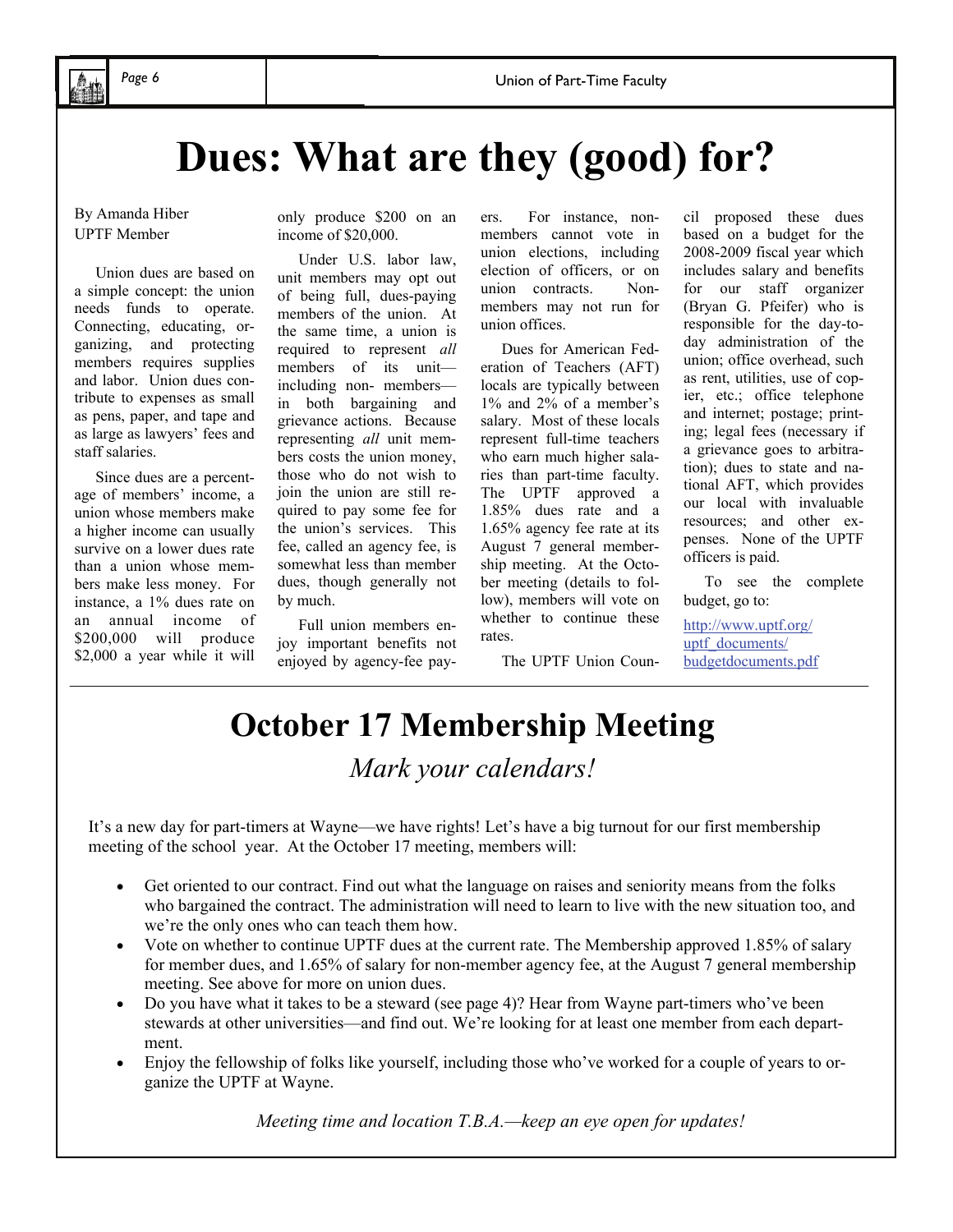# Dues: What are they (good) for?

By Amanda Hiber
UPTF Member

Union dues are based on a simple concept: the union needs funds to operate. Connecting, educating, organizing, and protecting members requires supplies and labor. Union dues contribute to expenses as small as pens, paper, and tape and as large as lawyers' fees and staff salaries.

Since dues are a percentage of members' income, a union whose members make a higher income can usually survive on a lower dues rate than a union whose members make less money. For instance, a 1% dues rate on an annual income of $200,000 will produce $2,000 a year while it will only produce $200 on an income of $20,000.

Under U.S. labor law, unit members may opt out of being full, dues-paying members of the union. At the same time, a union is required to represent *all* members of its unit—including non- members—in both bargaining and grievance actions. Because representing *all* unit members costs the union money, those who do not wish to join the union are still required to pay some fee for the union's services. This fee, called an agency fee, is somewhat less than member dues, though generally not by much.

Full union members enjoy important benefits not enjoyed by agency-fee payers. For instance, non-members cannot vote in union elections, including election of officers, or on union contracts. Non-members may not run for union offices.

Dues for American Federation of Teachers (AFT) locals are typically between 1% and 2% of a member's salary. Most of these locals represent full-time teachers who earn much higher salaries than part-time faculty. The UPTF approved a 1.85% dues rate and a 1.65% agency fee rate at its August 7 general membership meeting. At the October meeting (details to follow), members will vote on whether to continue these rates.

The UPTF Union Council proposed these dues based on a budget for the 2008-2009 fiscal year which includes salary and benefits for our staff organizer (Bryan G. Pfeifer) who is responsible for the day-to-day administration of the union; office overhead, such as rent, utilities, use of copier, etc.; office telephone and internet; postage; printing; legal fees (necessary if a grievance goes to arbitration); dues to state and national AFT, which provides our local with invaluable resources; and other expenses. None of the UPTF officers is paid.

To see the complete budget, go to:

http://www.uptf.org/uptf_documents/budgetdocuments.pdf

# October 17 Membership Meeting

*Mark your calendars!*

It's a new day for part-timers at Wayne—we have rights! Let's have a big turnout for our first membership meeting of the school year. At the October 17 meeting, members will:

- Get oriented to our contract. Find out what the language on raises and seniority means from the folks who bargained the contract. The administration will need to learn to live with the new situation too, and we're the only ones who can teach them how.
- Vote on whether to continue UPTF dues at the current rate. The Membership approved 1.85% of salary for member dues, and 1.65% of salary for non-member agency fee, at the August 7 general membership meeting. See above for more on union dues.
- Do you have what it takes to be a steward (see page 4)? Hear from Wayne part-timers who've been stewards at other universities—and find out. We're looking for at least one member from each department.
- Enjoy the fellowship of folks like yourself, including those who've worked for a couple of years to organize the UPTF at Wayne.

*Meeting time and location T.B.A.—keep an eye open for updates!*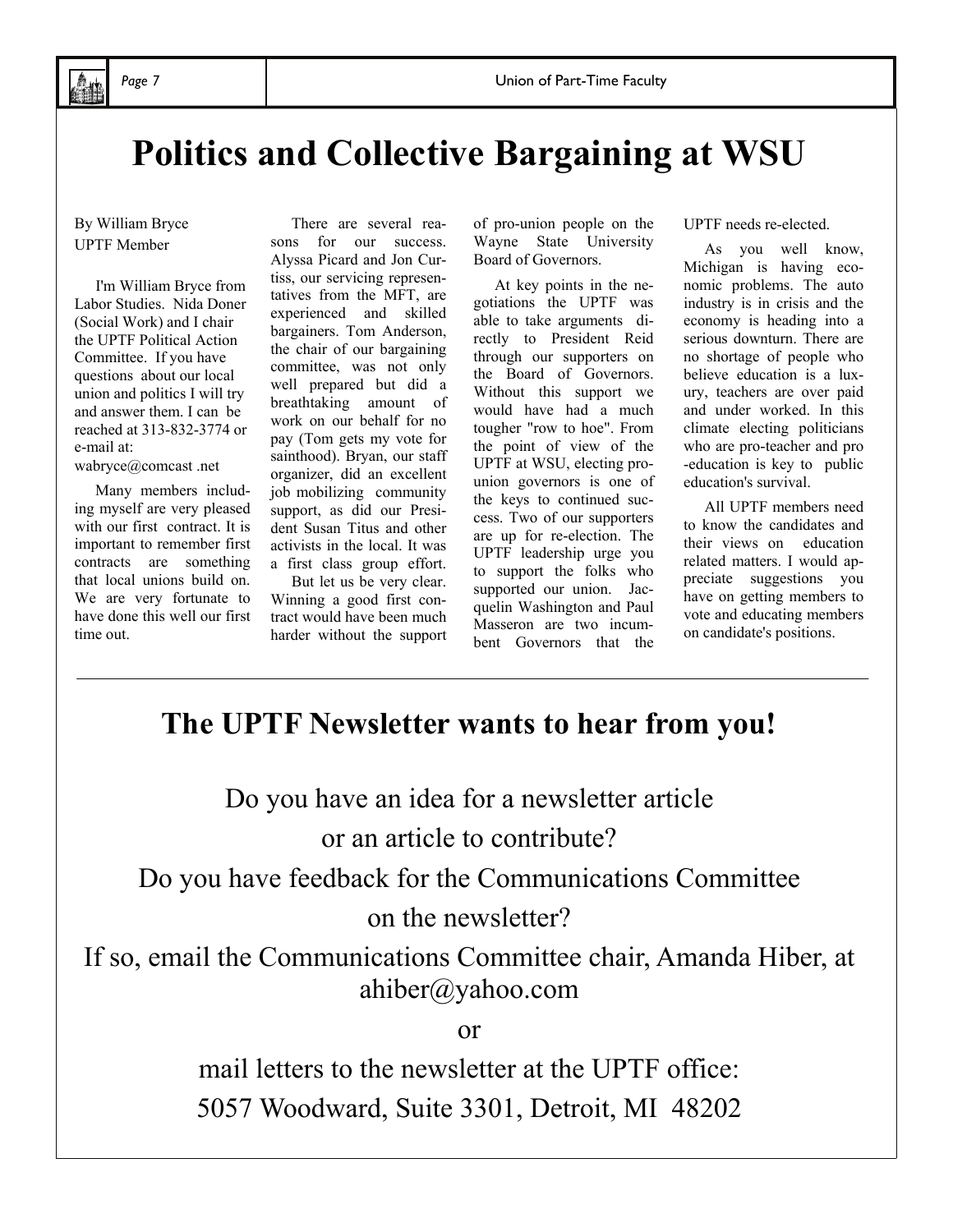# Politics and Collective Bargaining at WSU

By William Bryce
UPTF Member

I'm William Bryce from Labor Studies. Nida Doner (Social Work) and I chair the UPTF Political Action Committee. If you have questions about our local union and politics I will try and answer them. I can be reached at 313-832-3774 or e-mail at: wabryce@comcast .net

Many members including myself are very pleased with our first contract. It is important to remember first contracts are something that local unions build on. We are very fortunate to have done this well our first time out.

There are several reasons for our success. Alyssa Picard and Jon Curtiss, our servicing representatives from the MFT, are experienced and skilled bargainers. Tom Anderson, the chair of our bargaining committee, was not only well prepared but did a breathtaking amount of work on our behalf for no pay (Tom gets my vote for sainthood). Bryan, our staff organizer, did an excellent job mobilizing community support, as did our President Susan Titus and other activists in the local. It was a first class group effort.

But let us be very clear. Winning a good first contract would have been much harder without the support of pro-union people on the Wayne State University Board of Governors.

At key points in the negotiations the UPTF was able to take arguments directly to President Reid through our supporters on the Board of Governors. Without this support we would have had a much tougher "row to hoe". From the point of view of the UPTF at WSU, electing pro-union governors is one of the keys to continued success. Two of our supporters are up for re-election. The UPTF leadership urge you to support the folks who supported our union. Jacquelin Washington and Paul Masseron are two incumbent Governors that the UPTF needs re-elected.

As you well know, Michigan is having economic problems. The auto industry is in crisis and the economy is heading into a serious downturn. There are no shortage of people who believe education is a luxury, teachers are over paid and under worked. In this climate electing politicians who are pro-teacher and pro-education is key to public education's survival.

All UPTF members need to know the candidates and their views on education related matters. I would appreciate suggestions you have on getting members to vote and educating members on candidate's positions.

---

## The UPTF Newsletter wants to hear from you!

Do you have an idea for a newsletter article or an article to contribute?

Do you have feedback for the Communications Committee on the newsletter?

If so, email the Communications Committee chair, Amanda Hiber, at ahiber@yahoo.com

or

mail letters to the newsletter at the UPTF office:
5057 Woodward, Suite 3301, Detroit, MI 48202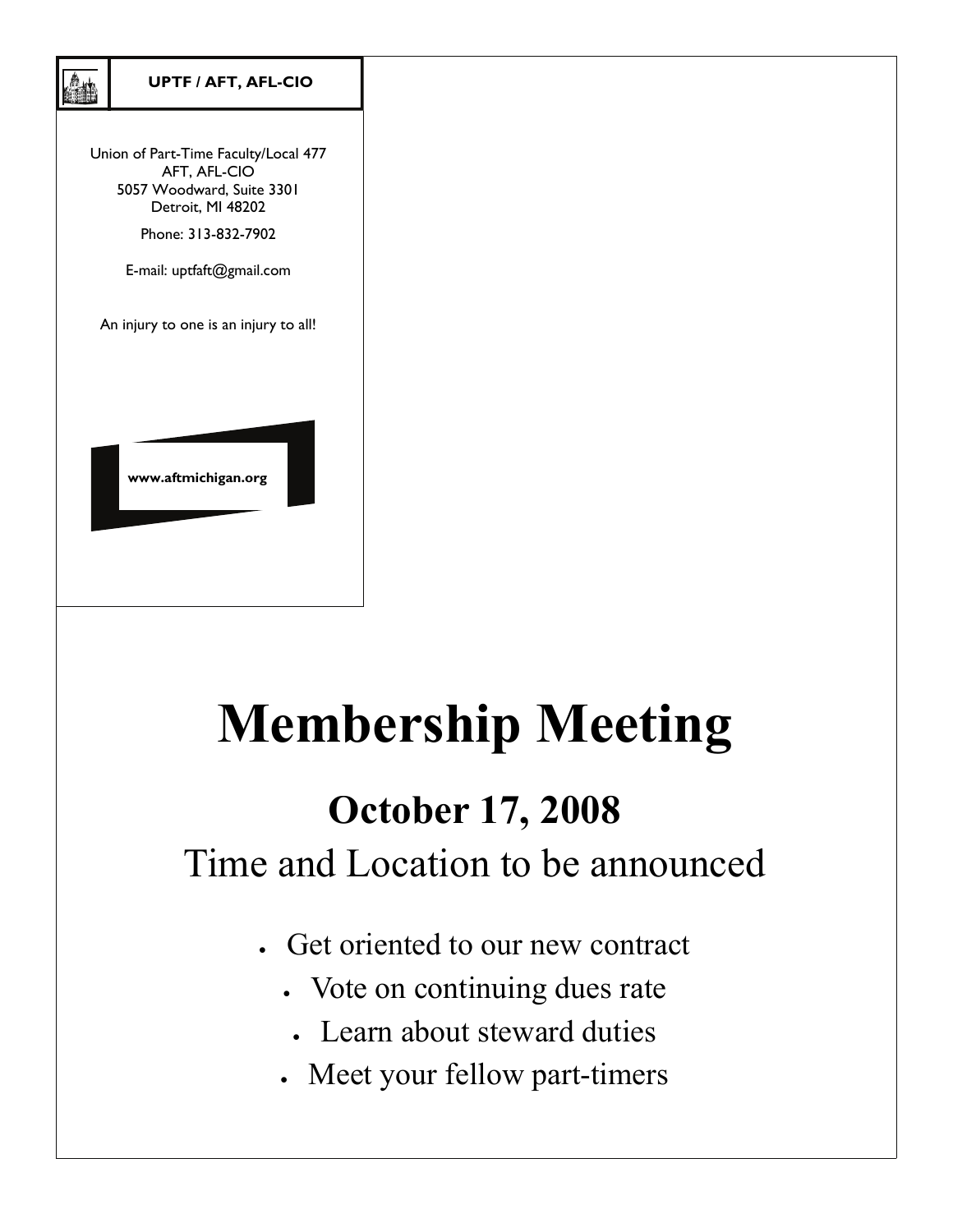**UPTF / AFT, AFL-CIO**

Union of Part-Time Faculty/Local 477
AFT, AFL-CIO
5057 Woodward, Suite 3301
Detroit, MI 48202

Phone: 313-832-7902

E-mail: uptfaft@gmail.com

An injury to one is an injury to all!

**www.aftmichigan.org**

# Membership Meeting

## October 17, 2008

Time and Location to be announced

- Get oriented to our new contract
- Vote on continuing dues rate
- Learn about steward duties
- Meet your fellow part-timers